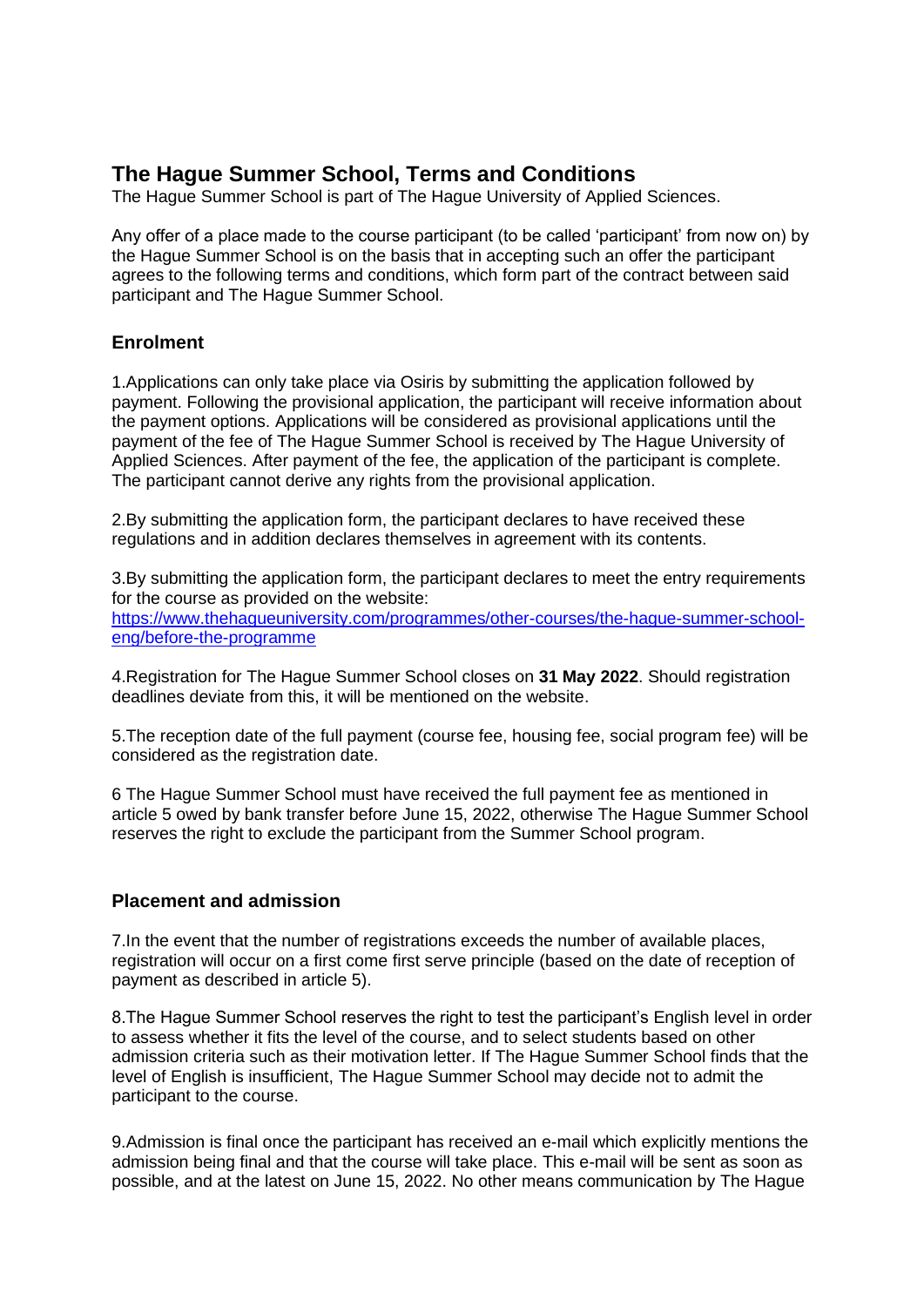# The Hague Summer School, Terms and Conditions

The Hague Summer School is part of The Hague University of Applied Sciences.

Any offer of a place made to the course participant (to be called 'participant' from now on) by the Hague Summer School is on the basis that in accepting such an offer the participant agrees to the following terms and conditions, which form part of the contract between said participant and The Hague Summer School.

## Enrolment

1.Applications can only take place via Osiris by submitting the application followed by payment. Following the provisional application, the participant will receive information about the payment options. Applications will be considered as provisional applications until the payment of the fee of The Hague Summer School is received by The Hague University of Applied Sciences. After payment of the fee, the application of the participant is complete. The participant cannot derive any rights from the provisional application.

2.By submitting the application form, the participant declares to have received these regulations and in addition declares themselves in agreement with its contents.

3.By submitting the application form, the participant declares to meet the entry requirements for the course as provided on the website: [https://www.thehagueuniversity.com/programmes/other-courses/the-hague-summer-school-eng/before-the-programme](https://www.thehagueuniversity.com/programmes/other-courses/the-hague-summer-school-eng/before-the-programme)

4.Registration for The Hague Summer School closes on **31 May 2022**. Should registration deadlines deviate from this, it will be mentioned on the website.

5.The reception date of the full payment (course fee, housing fee, social program fee) will be considered as the registration date.

6 The Hague Summer School must have received the full payment fee as mentioned in article 5 owed by bank transfer before June 15, 2022, otherwise The Hague Summer School reserves the right to exclude the participant from the Summer School program.

## Placement and admission

7.In the event that the number of registrations exceeds the number of available places, registration will occur on a first come first serve principle (based on the date of reception of payment as described in article 5).

8.The Hague Summer School reserves the right to test the participant's English level in order to assess whether it fits the level of the course, and to select students based on other admission criteria such as their motivation letter. If The Hague Summer School finds that the level of English is insufficient, The Hague Summer School may decide not to admit the participant to the course.

9.Admission is final once the participant has received an e-mail which explicitly mentions the admission being final and that the course will take place. This e-mail will be sent as soon as possible, and at the latest on June 15, 2022. No other means communication by The Hague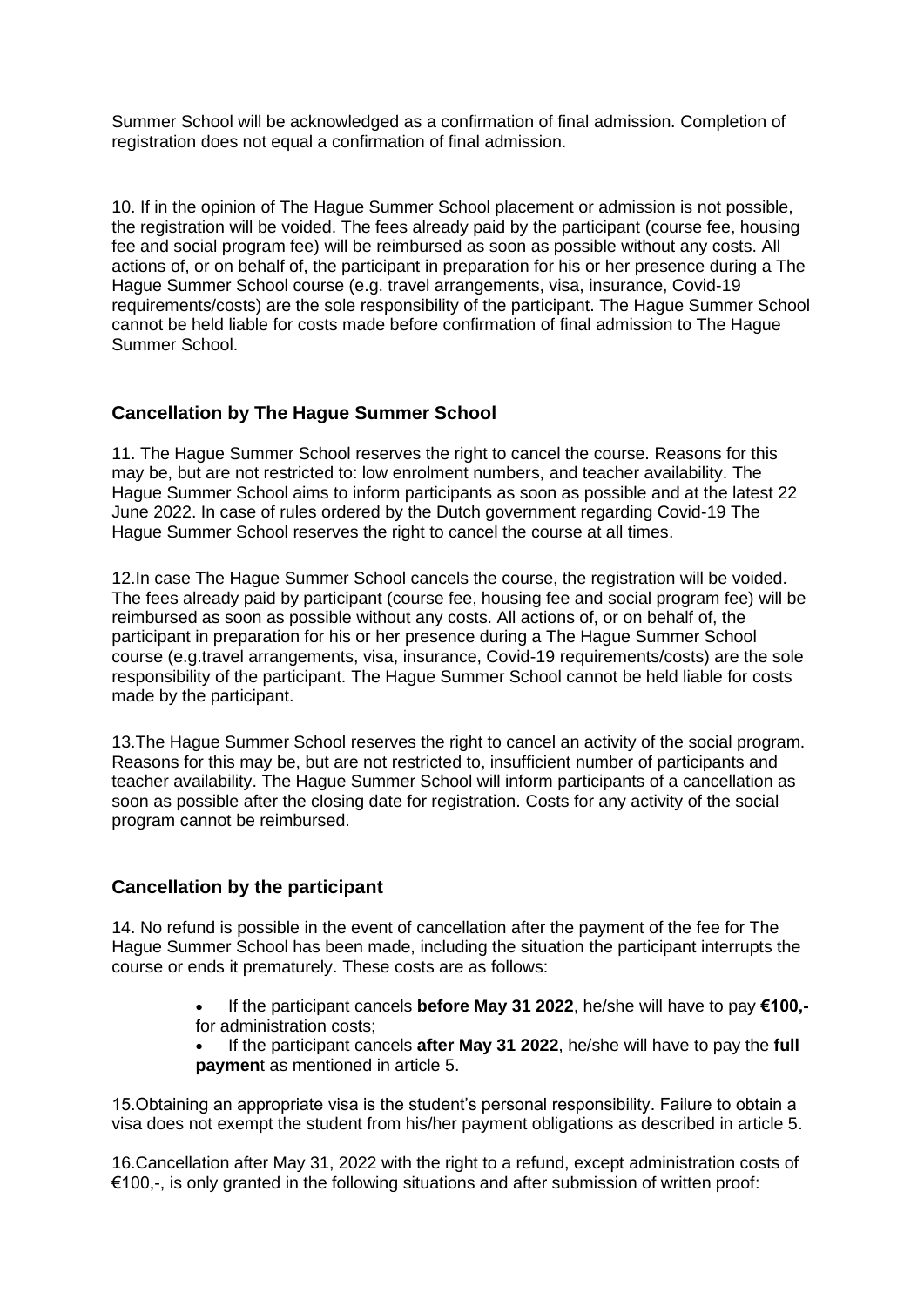Summer School will be acknowledged as a confirmation of final admission. Completion of registration does not equal a confirmation of final admission.

10. If in the opinion of The Hague Summer School placement or admission is not possible, the registration will be voided. The fees already paid by the participant (course fee, housing fee and social program fee) will be reimbursed as soon as possible without any costs. All actions of, or on behalf of, the participant in preparation for his or her presence during a The Hague Summer School course (e.g. travel arrangements, visa, insurance, Covid-19 requirements/costs) are the sole responsibility of the participant. The Hague Summer School cannot be held liable for costs made before confirmation of final admission to The Hague Summer School.

### Cancellation by The Hague Summer School

11. The Hague Summer School reserves the right to cancel the course. Reasons for this may be, but are not restricted to: low enrolment numbers, and teacher availability. The Hague Summer School aims to inform participants as soon as possible and at the latest 22 June 2022. In case of rules ordered by the Dutch government regarding Covid-19 The Hague Summer School reserves the right to cancel the course at all times.

12.In case The Hague Summer School cancels the course, the registration will be voided. The fees already paid by participant (course fee, housing fee and social program fee) will be reimbursed as soon as possible without any costs. All actions of, or on behalf of, the participant in preparation for his or her presence during a The Hague Summer School course (e.g.travel arrangements, visa, insurance, Covid-19 requirements/costs) are the sole responsibility of the participant. The Hague Summer School cannot be held liable for costs made by the participant.

13.The Hague Summer School reserves the right to cancel an activity of the social program. Reasons for this may be, but are not restricted to, insufficient number of participants and teacher availability. The Hague Summer School will inform participants of a cancellation as soon as possible after the closing date for registration. Costs for any activity of the social program cannot be reimbursed.

### Cancellation by the participant

14. No refund is possible in the event of cancellation after the payment of the fee for The Hague Summer School has been made, including the situation the participant interrupts the course or ends it prematurely. These costs are as follows:

- If the participant cancels **before May 31 2022**, he/she will have to pay **€100,-** for administration costs;
- If the participant cancels **after May 31 2022**, he/she will have to pay the **full paymen**t as mentioned in article 5.

15.Obtaining an appropriate visa is the student's personal responsibility. Failure to obtain a visa does not exempt the student from his/her payment obligations as described in article 5.

16.Cancellation after May 31, 2022 with the right to a refund, except administration costs of €100,-, is only granted in the following situations and after submission of written proof: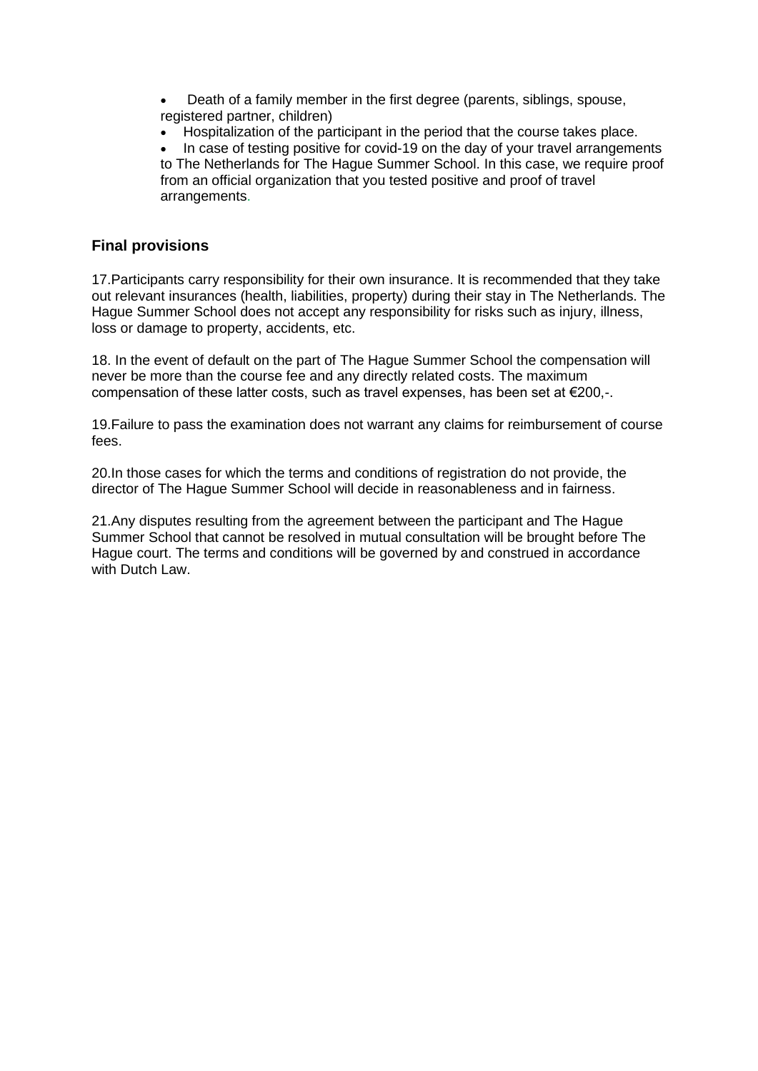- Death of a family member in the first degree (parents, siblings, spouse, registered partner, children)
- Hospitalization of the participant in the period that the course takes place.
- In case of testing positive for covid-19 on the day of your travel arrangements to The Netherlands for The Hague Summer School. In this case, we require proof from an official organization that you tested positive and proof of travel arrangements.

## Final provisions

17.Participants carry responsibility for their own insurance. It is recommended that they take out relevant insurances (health, liabilities, property) during their stay in The Netherlands. The Hague Summer School does not accept any responsibility for risks such as injury, illness, loss or damage to property, accidents, etc.

18. In the event of default on the part of The Hague Summer School the compensation will never be more than the course fee and any directly related costs. The maximum compensation of these latter costs, such as travel expenses, has been set at €200,-.

19.Failure to pass the examination does not warrant any claims for reimbursement of course fees.

20.In those cases for which the terms and conditions of registration do not provide, the director of The Hague Summer School will decide in reasonableness and in fairness.

21.Any disputes resulting from the agreement between the participant and The Hague Summer School that cannot be resolved in mutual consultation will be brought before The Hague court. The terms and conditions will be governed by and construed in accordance with Dutch Law.